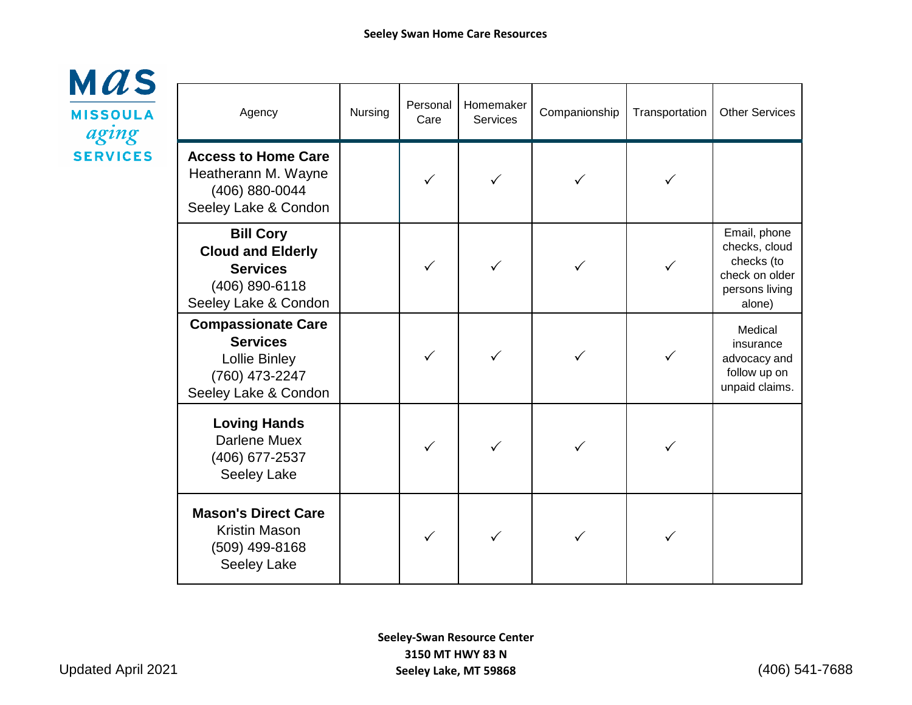# Seeley Swan Home Care Resources

MAS MISSOULA aging SERVICES

| Agency | Nursing | Personal Care | Homemaker Services | Companionship | Transportation | Other Services |
|---|---|---|---|---|---|---|
| **Access to Home Care** Heatherann M. Wayne (406) 880-0044 Seeley Lake & Condon | | ✓ | ✓ | ✓ | ✓ | |
| **Bill Cory Cloud and Elderly Services** (406) 890-6118 Seeley Lake & Condon | | ✓ | ✓ | ✓ | ✓ | Email, phone checks, cloud checks (to check on older persons living alone) |
| **Compassionate Care Services** Lollie Binley (760) 473-2247 Seeley Lake & Condon | | ✓ | ✓ | ✓ | ✓ | Medical insurance advocacy and follow up on unpaid claims. |
| **Loving Hands** Darlene Muex (406) 677-2537 Seeley Lake | | ✓ | ✓ | ✓ | ✓ | |
| **Mason's Direct Care** Kristin Mason (509) 499-8168 Seeley Lake | | ✓ | ✓ | ✓ | ✓ | |

Updated April 2021

**Seeley-Swan Resource Center**
**3150 MT HWY 83 N**
**Seeley Lake, MT 59868**

(406) 541-7688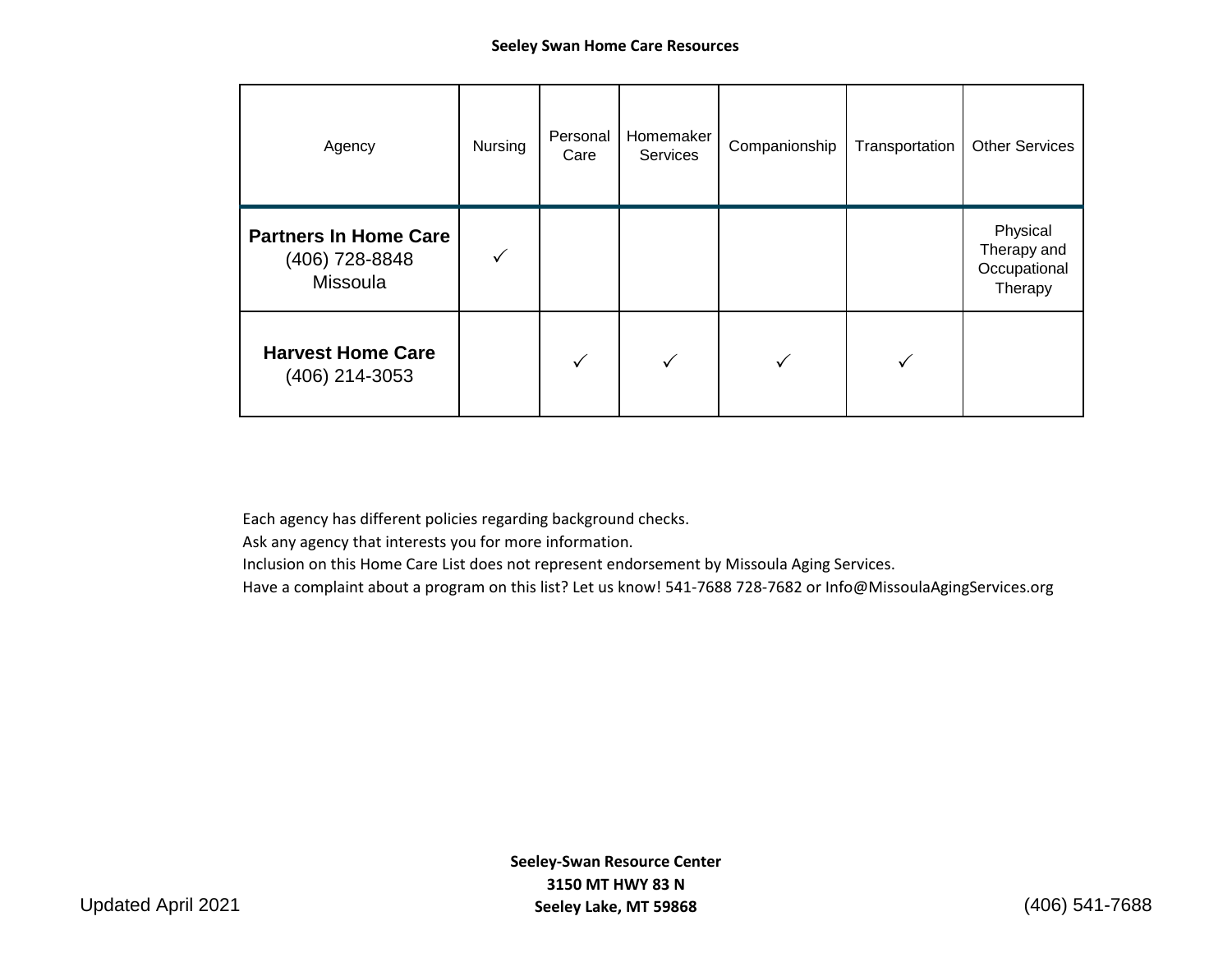**Seeley Swan Home Care Resources**

| Agency | Nursing | Personal Care | Homemaker Services | Companionship | Transportation | Other Services |
|---|---|---|---|---|---|---|
| **Partners In Home Care** (406) 728-8848 Missoula | ✓ | | | | | Physical Therapy and Occupational Therapy |
| **Harvest Home Care** (406) 214-3053 | | ✓ | ✓ | ✓ | ✓ | |

Each agency has different policies regarding background checks.
Ask any agency that interests you for more information.
Inclusion on this Home Care List does not represent endorsement by Missoula Aging Services.
Have a complaint about a program on this list? Let us know! 541-7688 728-7682 or Info@MissoulaAgingServices.org

Updated April 2021

**Seeley-Swan Resource Center**
**3150 MT HWY 83 N**
**Seeley Lake, MT 59868**

(406) 541-7688